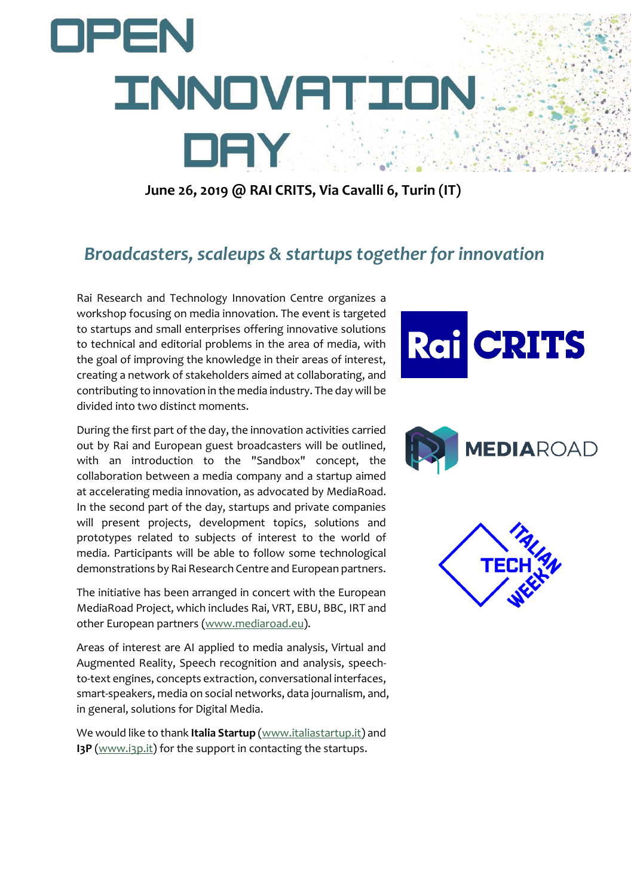# OPEN INNOVATION DAY

**June 26, 2019 @ RAI CRITS, Via Cavalli 6, Turin (IT)**

## *Broadcasters, scaleups & startups together for innovation*

Rai Research and Technology Innovation Centre organizes a workshop focusing on media innovation. The event is targeted to startups and small enterprises offering innovative solutions to technical and editorial problems in the area of media, with the goal of improving the knowledge in their areas of interest, creating a network of stakeholders aimed at collaborating, and contributing to innovation in the media industry. The day will be divided into two distinct moments.

During the first part of the day, the innovation activities carried out by Rai and European guest broadcasters will be outlined, with an introduction to the "Sandbox" concept, the collaboration between a media company and a startup aimed at accelerating media innovation, as advocated by MediaRoad. In the second part of the day, startups and private companies will present projects, development topics, solutions and prototypes related to subjects of interest to the world of media. Participants will be able to follow some technological demonstrations by Rai Research Centre and European partners.

The initiative has been arranged in concert with the European MediaRoad Project, which includes Rai, VRT, EBU, BBC, IRT and other European partners (www.mediaroad.eu).

Areas of interest are AI applied to media analysis, Virtual and Augmented Reality, Speech recognition and analysis, speech-to-text engines, concepts extraction, conversational interfaces, smart-speakers, media on social networks, data journalism, and, in general, solutions for Digital Media.

We would like to thank **Italia Startup** (www.italiastartup.it) and **I3P** (www.i3p.it) for the support in contacting the startups.

Rai CRITS

MEDIAROAD

ITALIAN TECH WEEK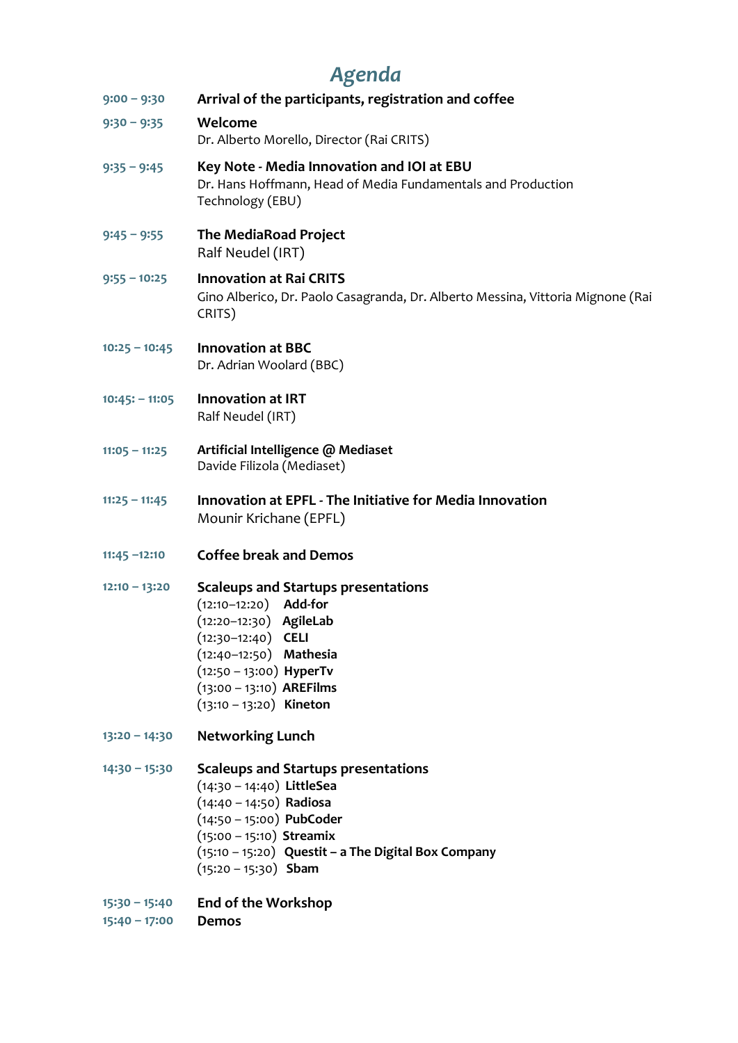# *Agenda*

**9:00 – 9:30** **Arrival of the participants, registration and coffee**

**9:30 – 9:35** **Welcome**
Dr. Alberto Morello, Director (Rai CRITS)

**9:35 – 9:45** **Key Note - Media Innovation and IOI at EBU**
Dr. Hans Hoffmann, Head of Media Fundamentals and Production Technology (EBU)

**9:45 – 9:55** **The MediaRoad Project**
Ralf Neudel (IRT)

**9:55 – 10:25** **Innovation at Rai CRITS**
Gino Alberico, Dr. Paolo Casagranda, Dr. Alberto Messina, Vittoria Mignone (Rai CRITS)

**10:25 – 10:45** **Innovation at BBC**
Dr. Adrian Woolard (BBC)

**10:45: – 11:05** **Innovation at IRT**
Ralf Neudel (IRT)

**11:05 – 11:25** **Artificial Intelligence @ Mediaset**
Davide Filizola (Mediaset)

**11:25 – 11:45** **Innovation at EPFL - The Initiative for Media Innovation**
Mounir Krichane (EPFL)

**11:45 –12:10** **Coffee break and Demos**

**12:10 – 13:20** **Scaleups and Startups presentations**
(12:10–12:20) **Add-for**
(12:20–12:30) **AgileLab**
(12:30–12:40) **CELI**
(12:40–12:50) **Mathesia**
(12:50 – 13:00) **HyperTv**
(13:00 – 13:10) **AREFilms**
(13:10 – 13:20) **Kineton**

**13:20 – 14:30** **Networking Lunch**

**14:30 – 15:30** **Scaleups and Startups presentations**
(14:30 – 14:40) **LittleSea**
(14:40 – 14:50) **Radiosa**
(14:50 – 15:00) **PubCoder**
(15:00 – 15:10) **Streamix**
(15:10 – 15:20) **Questit – a The Digital Box Company**
(15:20 – 15:30) **Sbam**

**15:30 – 15:40** **End of the Workshop**
**15:40 – 17:00** **Demos**